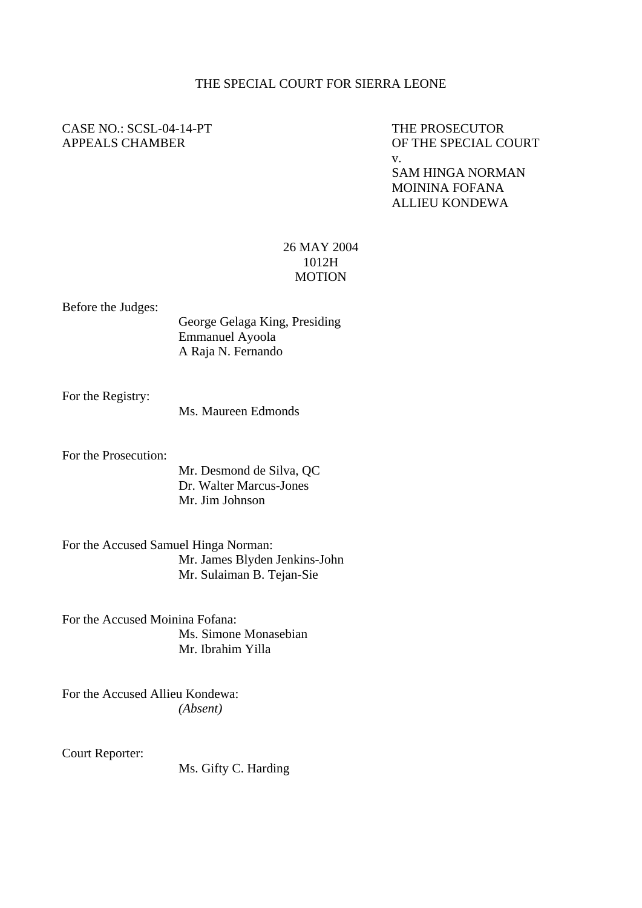# THE SPECIAL COURT FOR SIERRA LEONE

CASE NO.: SCSL-04-14-PT
APPEALS CHAMBER

THE PROSECUTOR
OF THE SPECIAL COURT
v.
SAM HINGA NORMAN
MOININA FOFANA
ALLIEU KONDEWA

26 MAY 2004
1012H
MOTION

Before the Judges:
George Gelaga King, Presiding
Emmanuel Ayoola
A Raja N. Fernando

For the Registry:
Ms. Maureen Edmonds

For the Prosecution:
Mr. Desmond de Silva, QC
Dr. Walter Marcus-Jones
Mr. Jim Johnson

For the Accused Samuel Hinga Norman:
Mr. James Blyden Jenkins-John
Mr. Sulaiman B. Tejan-Sie

For the Accused Moinina Fofana:
Ms. Simone Monasebian
Mr. Ibrahim Yilla

For the Accused Allieu Kondewa:
*(Absent)*

Court Reporter:
Ms. Gifty C. Harding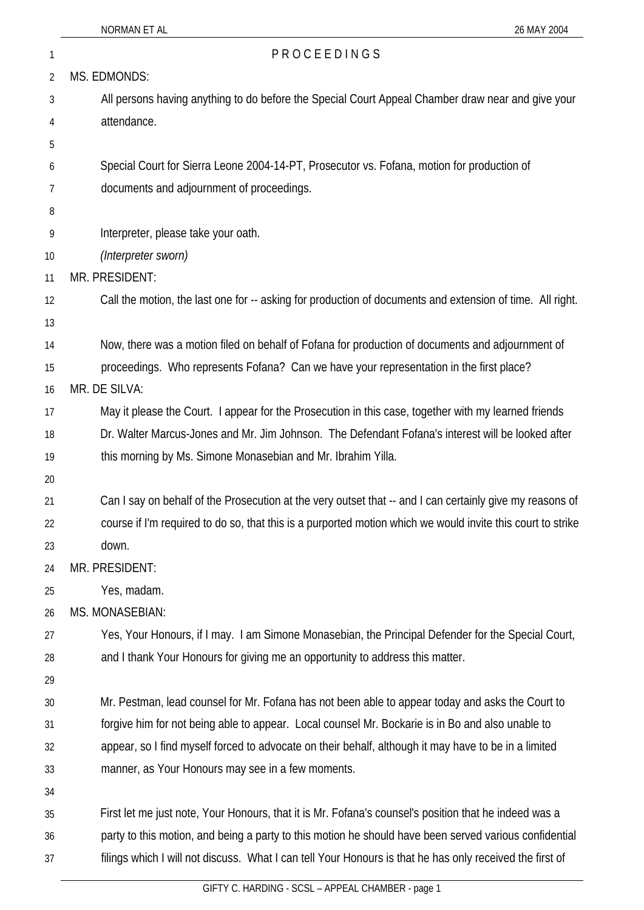# PROCEEDINGS

MS. EDMONDS:

All persons having anything to do before the Special Court Appeal Chamber draw near and give your attendance.

Special Court for Sierra Leone 2004-14-PT, Prosecutor vs. Fofana, motion for production of documents and adjournment of proceedings.

Interpreter, please take your oath.

*(Interpreter sworn)*

MR. PRESIDENT:

Call the motion, the last one for -- asking for production of documents and extension of time. All right.

Now, there was a motion filed on behalf of Fofana for production of documents and adjournment of proceedings. Who represents Fofana? Can we have your representation in the first place?

MR. DE SILVA:

May it please the Court. I appear for the Prosecution in this case, together with my learned friends Dr. Walter Marcus-Jones and Mr. Jim Johnson. The Defendant Fofana's interest will be looked after this morning by Ms. Simone Monasebian and Mr. Ibrahim Yilla.

Can I say on behalf of the Prosecution at the very outset that -- and I can certainly give my reasons of course if I'm required to do so, that this is a purported motion which we would invite this court to strike down.

MR. PRESIDENT:

Yes, madam.

MS. MONASEBIAN:

Yes, Your Honours, if I may. I am Simone Monasebian, the Principal Defender for the Special Court, and I thank Your Honours for giving me an opportunity to address this matter.

Mr. Pestman, lead counsel for Mr. Fofana has not been able to appear today and asks the Court to forgive him for not being able to appear. Local counsel Mr. Bockarie is in Bo and also unable to appear, so I find myself forced to advocate on their behalf, although it may have to be in a limited manner, as Your Honours may see in a few moments.

First let me just note, Your Honours, that it is Mr. Fofana's counsel's position that he indeed was a party to this motion, and being a party to this motion he should have been served various confidential filings which I will not discuss. What I can tell Your Honours is that he has only received the first of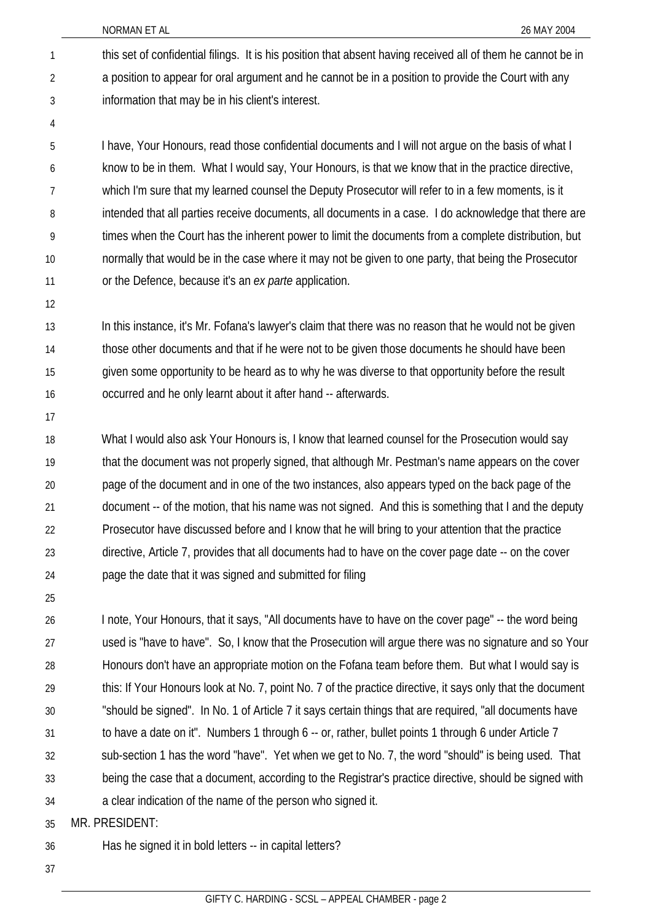this set of confidential filings. It is his position that absent having received all of them he cannot be in a position to appear for oral argument and he cannot be in a position to provide the Court with any information that may be in his client's interest.

I have, Your Honours, read those confidential documents and I will not argue on the basis of what I know to be in them. What I would say, Your Honours, is that we know that in the practice directive, which I'm sure that my learned counsel the Deputy Prosecutor will refer to in a few moments, is it intended that all parties receive documents, all documents in a case. I do acknowledge that there are times when the Court has the inherent power to limit the documents from a complete distribution, but normally that would be in the case where it may not be given to one party, that being the Prosecutor or the Defence, because it's an *ex parte* application.

In this instance, it's Mr. Fofana's lawyer's claim that there was no reason that he would not be given those other documents and that if he were not to be given those documents he should have been given some opportunity to be heard as to why he was diverse to that opportunity before the result occurred and he only learnt about it after hand -- afterwards.

What I would also ask Your Honours is, I know that learned counsel for the Prosecution would say that the document was not properly signed, that although Mr. Pestman's name appears on the cover page of the document and in one of the two instances, also appears typed on the back page of the document -- of the motion, that his name was not signed. And this is something that I and the deputy Prosecutor have discussed before and I know that he will bring to your attention that the practice directive, Article 7, provides that all documents had to have on the cover page date -- on the cover page the date that it was signed and submitted for filing

I note, Your Honours, that it says, "All documents have to have on the cover page" -- the word being used is "have to have". So, I know that the Prosecution will argue there was no signature and so Your Honours don't have an appropriate motion on the Fofana team before them. But what I would say is this: If Your Honours look at No. 7, point No. 7 of the practice directive, it says only that the document "should be signed". In No. 1 of Article 7 it says certain things that are required, "all documents have to have a date on it". Numbers 1 through 6 -- or, rather, bullet points 1 through 6 under Article 7 sub-section 1 has the word "have". Yet when we get to No. 7, the word "should" is being used. That being the case that a document, according to the Registrar's practice directive, should be signed with a clear indication of the name of the person who signed it.

MR. PRESIDENT:

Has he signed it in bold letters -- in capital letters?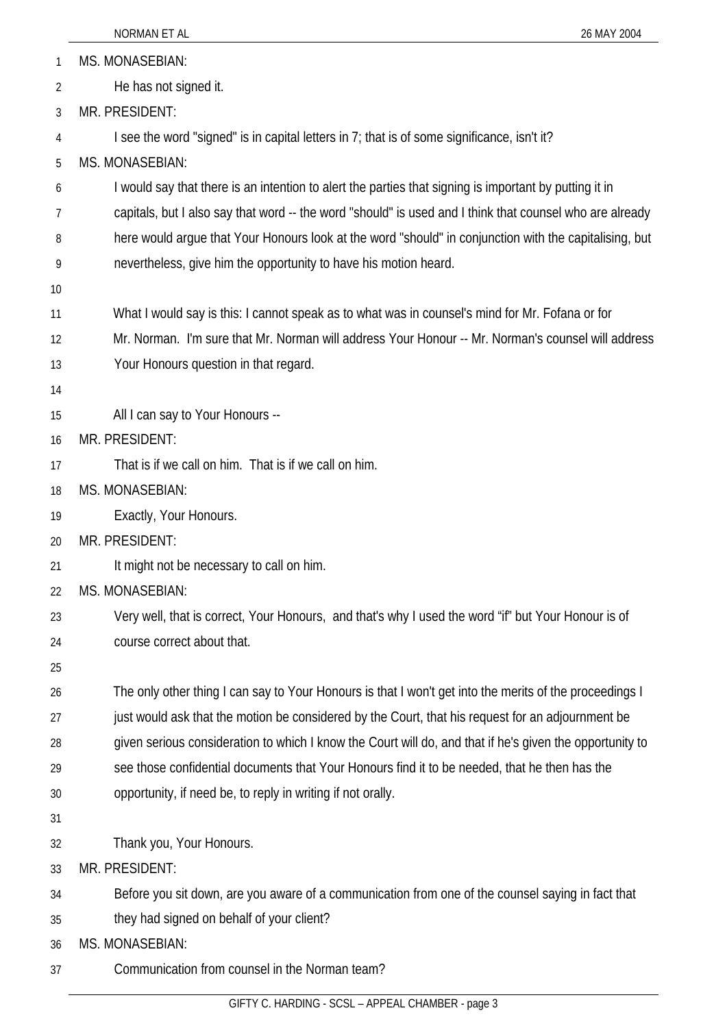MS. MONASEBIAN:

He has not signed it.

MR. PRESIDENT:

I see the word "signed" is in capital letters in 7; that is of some significance, isn't it?

MS. MONASEBIAN:

I would say that there is an intention to alert the parties that signing is important by putting it in capitals, but I also say that word -- the word "should" is used and I think that counsel who are already here would argue that Your Honours look at the word "should" in conjunction with the capitalising, but nevertheless, give him the opportunity to have his motion heard.

What I would say is this: I cannot speak as to what was in counsel's mind for Mr. Fofana or for Mr. Norman. I'm sure that Mr. Norman will address Your Honour -- Mr. Norman's counsel will address Your Honours question in that regard.

All I can say to Your Honours --

MR. PRESIDENT:

That is if we call on him. That is if we call on him.

MS. MONASEBIAN:

Exactly, Your Honours.

MR. PRESIDENT:

It might not be necessary to call on him.

MS. MONASEBIAN:

Very well, that is correct, Your Honours, and that's why I used the word "if" but Your Honour is of course correct about that.

The only other thing I can say to Your Honours is that I won't get into the merits of the proceedings I just would ask that the motion be considered by the Court, that his request for an adjournment be given serious consideration to which I know the Court will do, and that if he's given the opportunity to see those confidential documents that Your Honours find it to be needed, that he then has the opportunity, if need be, to reply in writing if not orally.

Thank you, Your Honours.

MR. PRESIDENT:

Before you sit down, are you aware of a communication from one of the counsel saying in fact that they had signed on behalf of your client?

MS. MONASEBIAN:

Communication from counsel in the Norman team?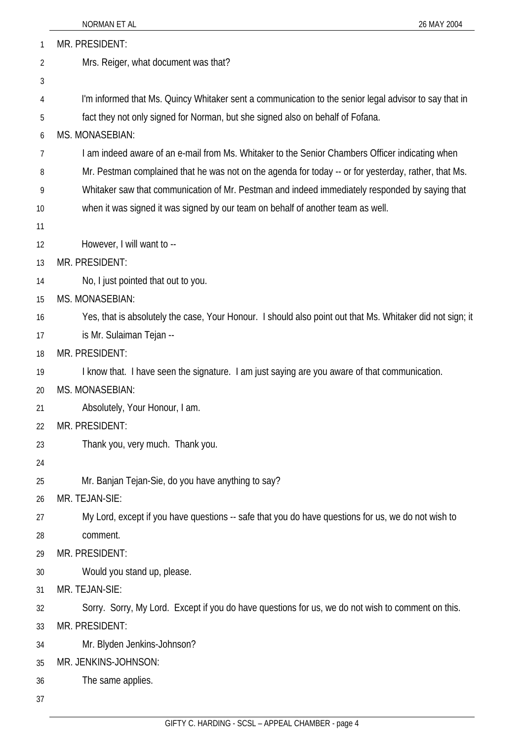MR. PRESIDENT:

Mrs. Reiger, what document was that?

I'm informed that Ms. Quincy Whitaker sent a communication to the senior legal advisor to say that in fact they not only signed for Norman, but she signed also on behalf of Fofana.

MS. MONASEBIAN:

I am indeed aware of an e-mail from Ms. Whitaker to the Senior Chambers Officer indicating when Mr. Pestman complained that he was not on the agenda for today -- or for yesterday, rather, that Ms. Whitaker saw that communication of Mr. Pestman and indeed immediately responded by saying that when it was signed it was signed by our team on behalf of another team as well.

However, I will want to --

MR. PRESIDENT:

No, I just pointed that out to you.

MS. MONASEBIAN:

Yes, that is absolutely the case, Your Honour. I should also point out that Ms. Whitaker did not sign; it is Mr. Sulaiman Tejan --

MR. PRESIDENT:

I know that. I have seen the signature. I am just saying are you aware of that communication.

MS. MONASEBIAN:

Absolutely, Your Honour, I am.

MR. PRESIDENT:

Thank you, very much. Thank you.

Mr. Banjan Tejan-Sie, do you have anything to say?

MR. TEJAN-SIE:

My Lord, except if you have questions -- safe that you do have questions for us, we do not wish to comment.

MR. PRESIDENT:

Would you stand up, please.

MR. TEJAN-SIE:

Sorry. Sorry, My Lord. Except if you do have questions for us, we do not wish to comment on this.

MR. PRESIDENT:

Mr. Blyden Jenkins-Johnson?

MR. JENKINS-JOHNSON:

The same applies.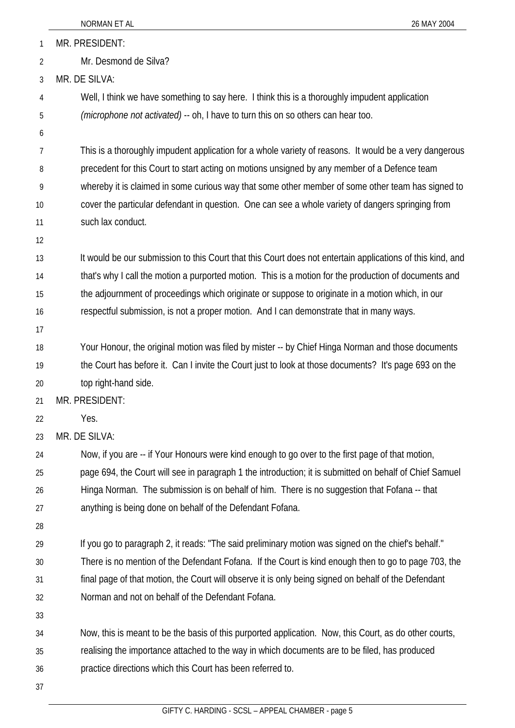MR. PRESIDENT:

Mr. Desmond de Silva?

MR. DE SILVA:

Well, I think we have something to say here. I think this is a thoroughly impudent application *(microphone not activated)* -- oh, I have to turn this on so others can hear too.

This is a thoroughly impudent application for a whole variety of reasons. It would be a very dangerous precedent for this Court to start acting on motions unsigned by any member of a Defence team whereby it is claimed in some curious way that some other member of some other team has signed to cover the particular defendant in question. One can see a whole variety of dangers springing from such lax conduct.

It would be our submission to this Court that this Court does not entertain applications of this kind, and that's why I call the motion a purported motion. This is a motion for the production of documents and the adjournment of proceedings which originate or suppose to originate in a motion which, in our respectful submission, is not a proper motion. And I can demonstrate that in many ways.

Your Honour, the original motion was filed by mister -- by Chief Hinga Norman and those documents the Court has before it. Can I invite the Court just to look at those documents? It's page 693 on the top right-hand side.

MR. PRESIDENT:

Yes.

MR. DE SILVA:

Now, if you are -- if Your Honours were kind enough to go over to the first page of that motion, page 694, the Court will see in paragraph 1 the introduction; it is submitted on behalf of Chief Samuel Hinga Norman. The submission is on behalf of him. There is no suggestion that Fofana -- that anything is being done on behalf of the Defendant Fofana.

If you go to paragraph 2, it reads: "The said preliminary motion was signed on the chief's behalf." There is no mention of the Defendant Fofana. If the Court is kind enough then to go to page 703, the final page of that motion, the Court will observe it is only being signed on behalf of the Defendant Norman and not on behalf of the Defendant Fofana.

Now, this is meant to be the basis of this purported application. Now, this Court, as do other courts, realising the importance attached to the way in which documents are to be filed, has produced practice directions which this Court has been referred to.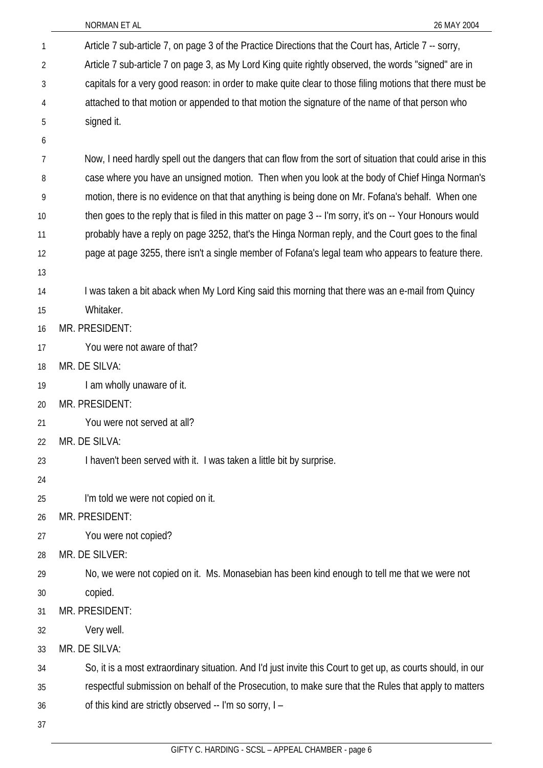Article 7 sub-article 7, on page 3 of the Practice Directions that the Court has, Article 7 -- sorry, Article 7 sub-article 7 on page 3, as My Lord King quite rightly observed, the words "signed" are in capitals for a very good reason: in order to make quite clear to those filing motions that there must be attached to that motion or appended to that motion the signature of the name of that person who signed it.

Now, I need hardly spell out the dangers that can flow from the sort of situation that could arise in this case where you have an unsigned motion. Then when you look at the body of Chief Hinga Norman's motion, there is no evidence on that that anything is being done on Mr. Fofana's behalf. When one then goes to the reply that is filed in this matter on page 3 -- I'm sorry, it's on -- Your Honours would probably have a reply on page 3252, that's the Hinga Norman reply, and the Court goes to the final page at page 3255, there isn't a single member of Fofana's legal team who appears to feature there.

I was taken a bit aback when My Lord King said this morning that there was an e-mail from Quincy Whitaker.

MR. PRESIDENT:

You were not aware of that?

MR. DE SILVA:

I am wholly unaware of it.

MR. PRESIDENT:

You were not served at all?

MR. DE SILVA:

I haven't been served with it. I was taken a little bit by surprise.

I'm told we were not copied on it.

MR. PRESIDENT:

You were not copied?

MR. DE SILVER:

No, we were not copied on it. Ms. Monasebian has been kind enough to tell me that we were not copied.

MR. PRESIDENT:

Very well.

MR. DE SILVA:

So, it is a most extraordinary situation. And I'd just invite this Court to get up, as courts should, in our respectful submission on behalf of the Prosecution, to make sure that the Rules that apply to matters of this kind are strictly observed -- I'm so sorry, I –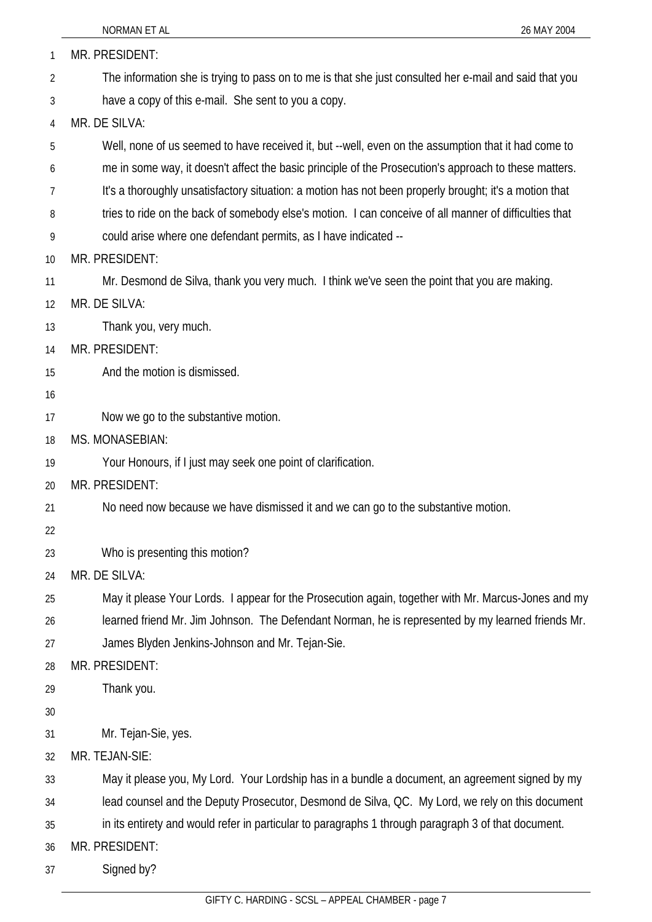MR. PRESIDENT:

The information she is trying to pass on to me is that she just consulted her e-mail and said that you have a copy of this e-mail. She sent to you a copy.

MR. DE SILVA:

Well, none of us seemed to have received it, but --well, even on the assumption that it had come to me in some way, it doesn't affect the basic principle of the Prosecution's approach to these matters. It's a thoroughly unsatisfactory situation: a motion has not been properly brought; it's a motion that tries to ride on the back of somebody else's motion. I can conceive of all manner of difficulties that could arise where one defendant permits, as I have indicated --

MR. PRESIDENT:

Mr. Desmond de Silva, thank you very much. I think we've seen the point that you are making.

MR. DE SILVA:

Thank you, very much.

MR. PRESIDENT:

And the motion is dismissed.

Now we go to the substantive motion.

MS. MONASEBIAN:

Your Honours, if I just may seek one point of clarification.

MR. PRESIDENT:

No need now because we have dismissed it and we can go to the substantive motion.

Who is presenting this motion?

MR. DE SILVA:

May it please Your Lords. I appear for the Prosecution again, together with Mr. Marcus-Jones and my learned friend Mr. Jim Johnson. The Defendant Norman, he is represented by my learned friends Mr. James Blyden Jenkins-Johnson and Mr. Tejan-Sie.

MR. PRESIDENT:

Thank you.

Mr. Tejan-Sie, yes.

MR. TEJAN-SIE:

May it please you, My Lord. Your Lordship has in a bundle a document, an agreement signed by my lead counsel and the Deputy Prosecutor, Desmond de Silva, QC. My Lord, we rely on this document in its entirety and would refer in particular to paragraphs 1 through paragraph 3 of that document.

MR. PRESIDENT:

Signed by?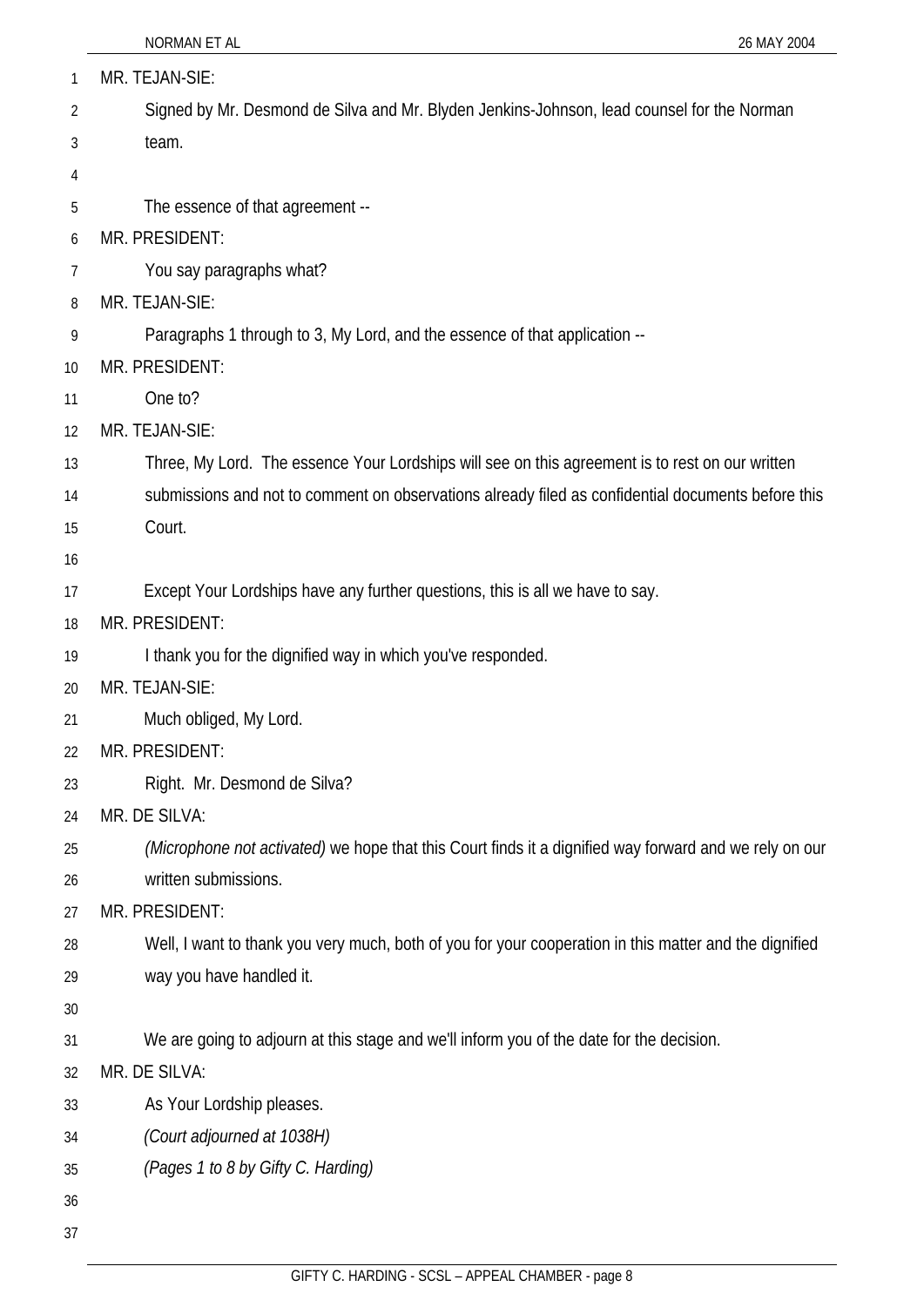MR. TEJAN-SIE:

Signed by Mr. Desmond de Silva and Mr. Blyden Jenkins-Johnson, lead counsel for the Norman team.

The essence of that agreement --

MR. PRESIDENT:

You say paragraphs what?

MR. TEJAN-SIE:

Paragraphs 1 through to 3, My Lord, and the essence of that application --

MR. PRESIDENT:

One to?

MR. TEJAN-SIE:

Three, My Lord. The essence Your Lordships will see on this agreement is to rest on our written submissions and not to comment on observations already filed as confidential documents before this Court.

Except Your Lordships have any further questions, this is all we have to say.

MR. PRESIDENT:

I thank you for the dignified way in which you've responded.

MR. TEJAN-SIE:

Much obliged, My Lord.

MR. PRESIDENT:

Right. Mr. Desmond de Silva?

MR. DE SILVA:

*(Microphone not activated)* we hope that this Court finds it a dignified way forward and we rely on our written submissions.

MR. PRESIDENT:

Well, I want to thank you very much, both of you for your cooperation in this matter and the dignified way you have handled it.

We are going to adjourn at this stage and we'll inform you of the date for the decision.

MR. DE SILVA:

As Your Lordship pleases.

*(Court adjourned at 1038H)*

*(Pages 1 to 8 by Gifty C. Harding)*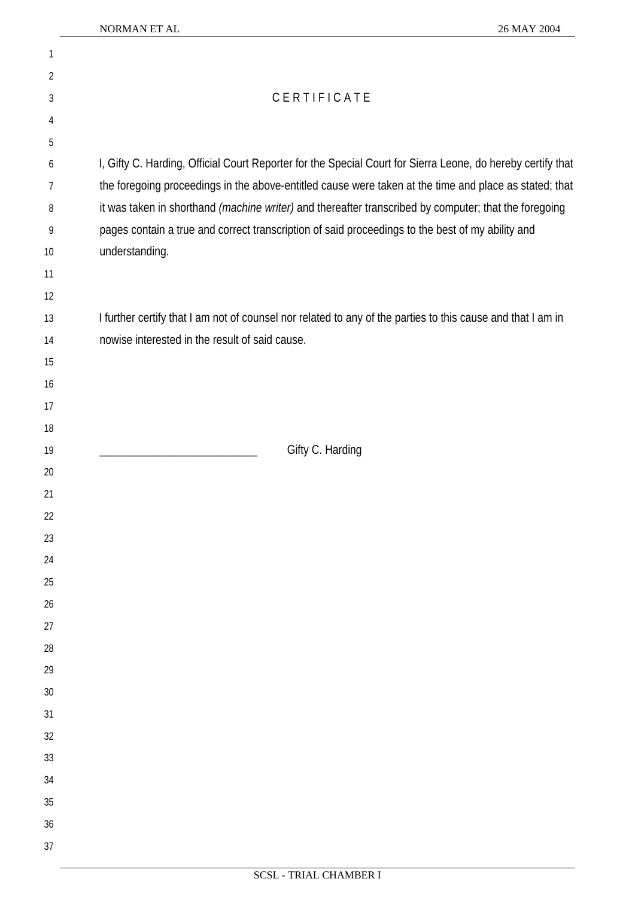# C E R T I F I C A T E

I, Gifty C. Harding, Official Court Reporter for the Special Court for Sierra Leone, do hereby certify that the foregoing proceedings in the above-entitled cause were taken at the time and place as stated; that it was taken in shorthand *(machine writer)* and thereafter transcribed by computer; that the foregoing pages contain a true and correct transcription of said proceedings to the best of my ability and understanding.

I further certify that I am not of counsel nor related to any of the parties to this cause and that I am in nowise interested in the result of said cause.

___________________________ Gifty C. Harding